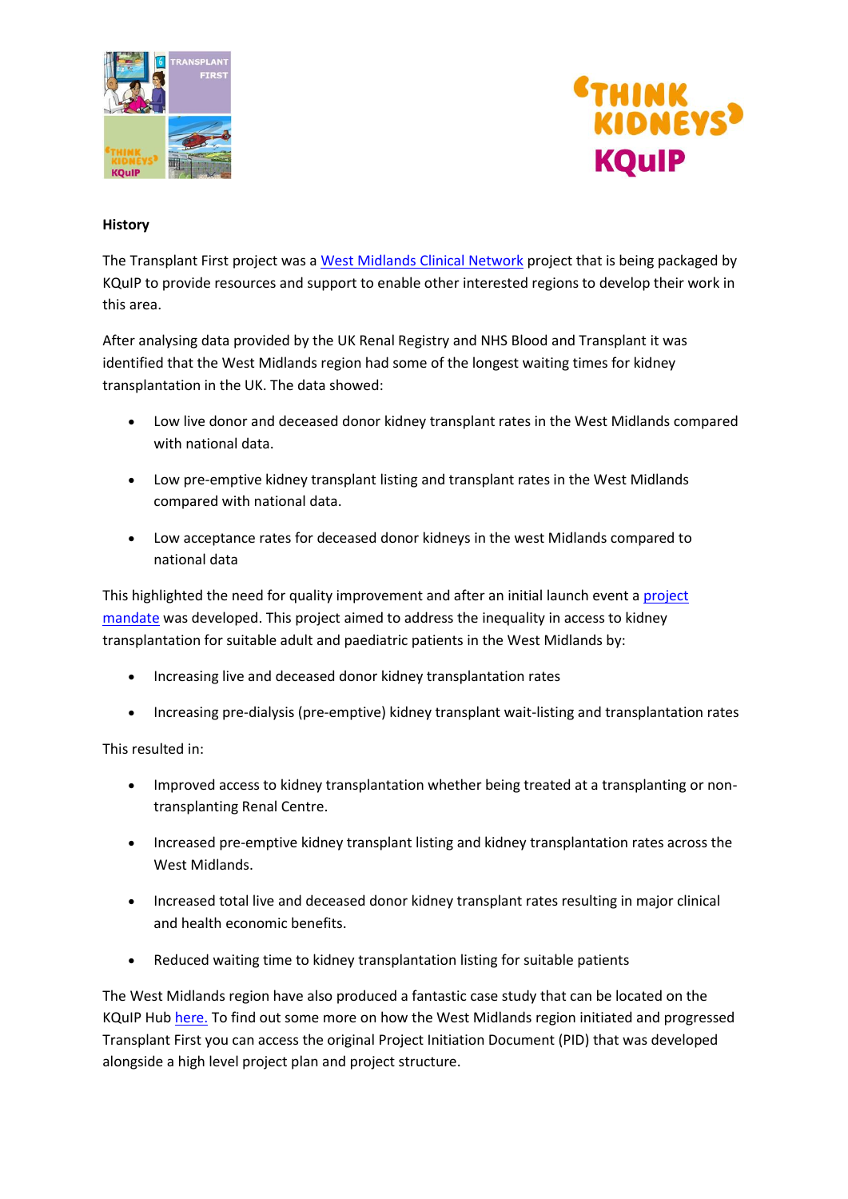**History**

The Transplant First project was a West Midlands Clinical Network project that is being packaged by KQuIP to provide resources and support to enable other interested regions to develop their work in this area.

After analysing data provided by the UK Renal Registry and NHS Blood and Transplant it was identified that the West Midlands region had some of the longest waiting times for kidney transplantation in the UK. The data showed:

- Low live donor and deceased donor kidney transplant rates in the West Midlands compared with national data.
- Low pre-emptive kidney transplant listing and transplant rates in the West Midlands compared with national data.
- Low acceptance rates for deceased donor kidneys in the west Midlands compared to national data

This highlighted the need for quality improvement and after an initial launch event a project mandate was developed. This project aimed to address the inequality in access to kidney transplantation for suitable adult and paediatric patients in the West Midlands by:

- Increasing live and deceased donor kidney transplantation rates
- Increasing pre-dialysis (pre-emptive) kidney transplant wait-listing and transplantation rates

This resulted in:

- Improved access to kidney transplantation whether being treated at a transplanting or non-transplanting Renal Centre.
- Increased pre-emptive kidney transplant listing and kidney transplantation rates across the West Midlands.
- Increased total live and deceased donor kidney transplant rates resulting in major clinical and health economic benefits.
- Reduced waiting time to kidney transplantation listing for suitable patients

The West Midlands region have also produced a fantastic case study that can be located on the KQuIP Hub here. To find out some more on how the West Midlands region initiated and progressed Transplant First you can access the original Project Initiation Document (PID) that was developed alongside a high level project plan and project structure.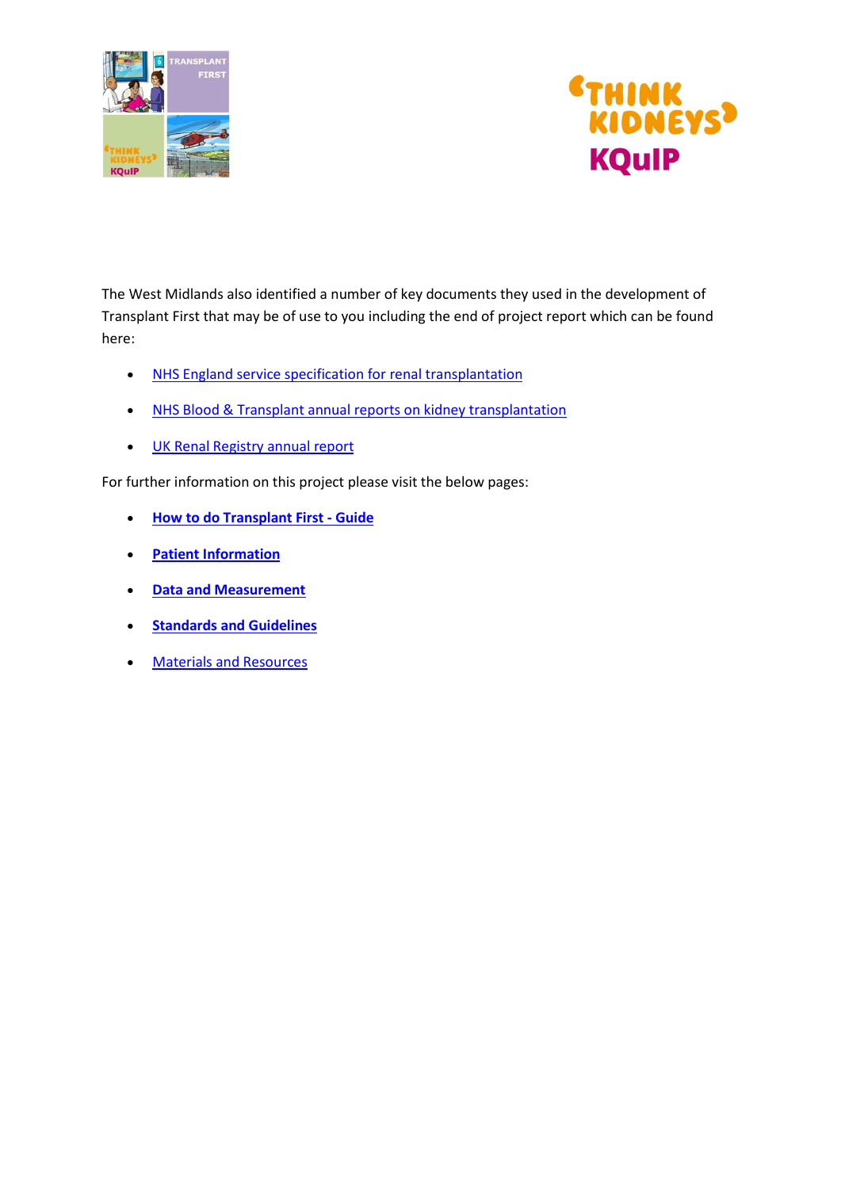The West Midlands also identified a number of key documents they used in the development of Transplant First that may be of use to you including the end of project report which can be found here:

- NHS England service specification for renal transplantation
- NHS Blood & Transplant annual reports on kidney transplantation
- UK Renal Registry annual report

For further information on this project please visit the below pages:

- **How to do Transplant First - Guide**
- **Patient Information**
- **Data and Measurement**
- **Standards and Guidelines**
- Materials and Resources